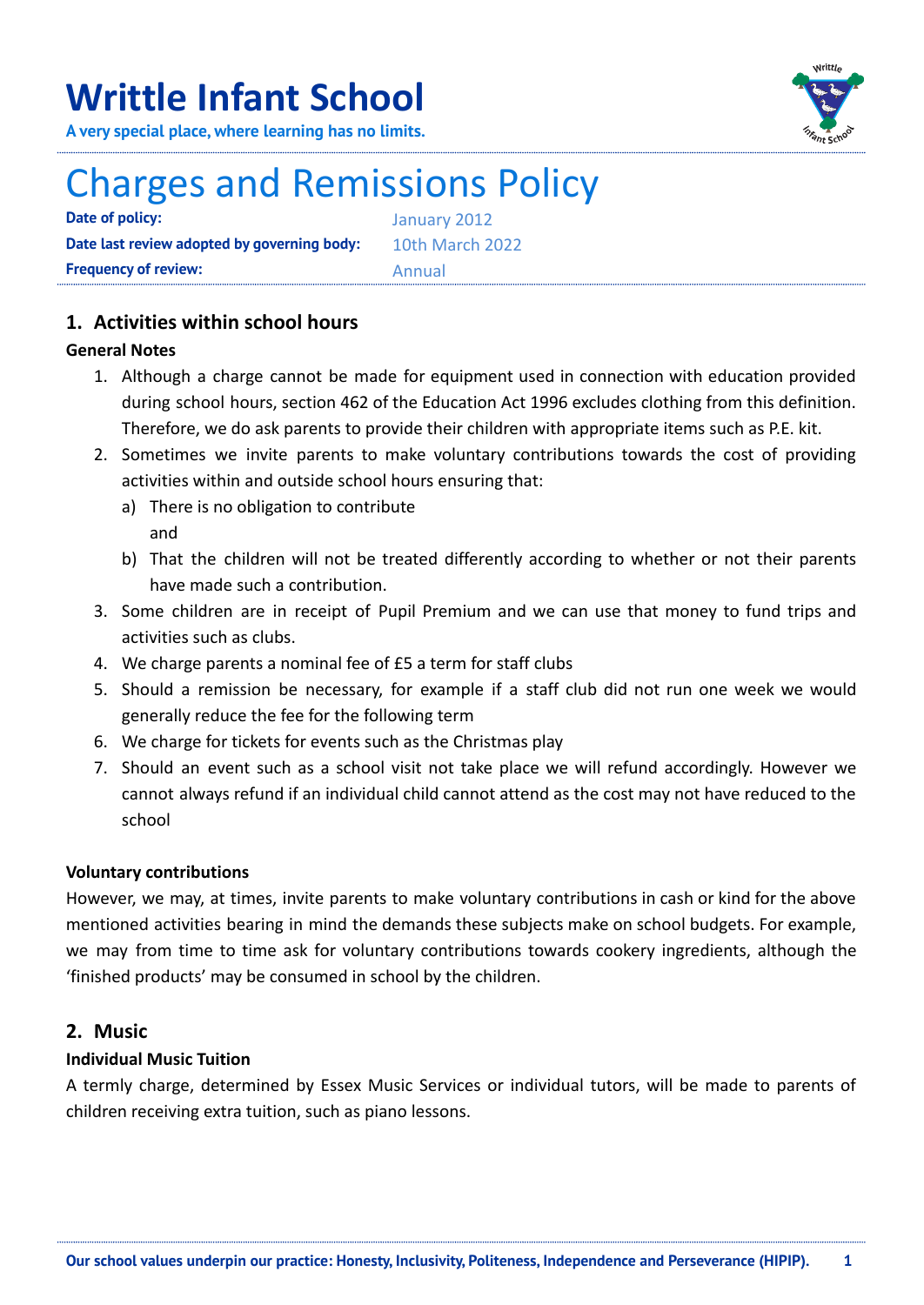# Writttle Infant School

**A very special place, where learning has no limits.**

# Charges and Remissions Policy

| | |
|---|---|
| **Date of policy:** | January 2012 |
| **Date last review adopted by governing body:** | 10th March 2022 |
| **Frequency of review:** | Annual |

## 1. Activities within school hours

### General Notes

1. Although a charge cannot be made for equipment used in connection with education provided during school hours, section 462 of the Education Act 1996 excludes clothing from this definition. Therefore, we do ask parents to provide their children with appropriate items such as P.E. kit.
2. Sometimes we invite parents to make voluntary contributions towards the cost of providing activities within and outside school hours ensuring that:
   a) There is no obligation to contribute
   and
   b) That the children will not be treated differently according to whether or not their parents have made such a contribution.
3. Some children are in receipt of Pupil Premium and we can use that money to fund trips and activities such as clubs.
4. We charge parents a nominal fee of £5 a term for staff clubs
5. Should a remission be necessary, for example if a staff club did not run one week we would generally reduce the fee for the following term
6. We charge for tickets for events such as the Christmas play
7. Should an event such as a school visit not take place we will refund accordingly. However we cannot always refund if an individual child cannot attend as the cost may not have reduced to the school

### Voluntary contributions

However, we may, at times, invite parents to make voluntary contributions in cash or kind for the above mentioned activities bearing in mind the demands these subjects make on school budgets. For example, we may from time to time ask for voluntary contributions towards cookery ingredients, although the 'finished products' may be consumed in school by the children.

## 2. Music

### Individual Music Tuition

A termly charge, determined by Essex Music Services or individual tutors, will be made to parents of children receiving extra tuition, such as piano lessons.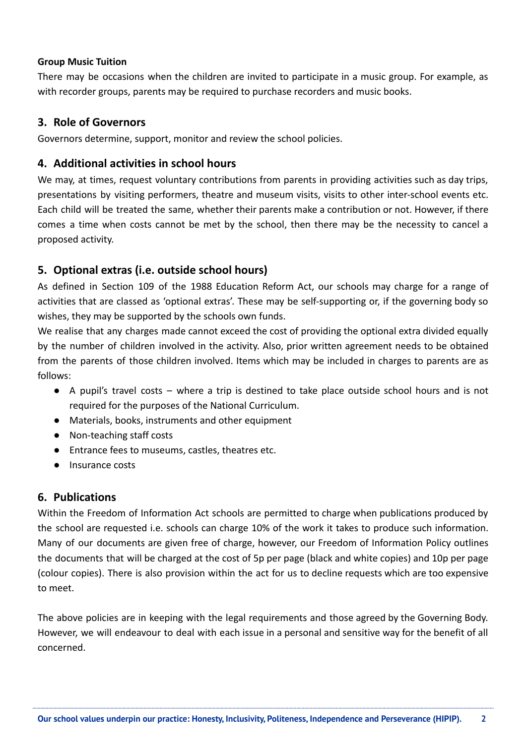**Group Music Tuition**

There may be occasions when the children are invited to participate in a music group. For example, as with recorder groups, parents may be required to purchase recorders and music books.

## 3. Role of Governors

Governors determine, support, monitor and review the school policies.

## 4. Additional activities in school hours

We may, at times, request voluntary contributions from parents in providing activities such as day trips, presentations by visiting performers, theatre and museum visits, visits to other inter-school events etc. Each child will be treated the same, whether their parents make a contribution or not. However, if there comes a time when costs cannot be met by the school, then there may be the necessity to cancel a proposed activity.

## 5. Optional extras (i.e. outside school hours)

As defined in Section 109 of the 1988 Education Reform Act, our schools may charge for a range of activities that are classed as 'optional extras'. These may be self-supporting or, if the governing body so wishes, they may be supported by the schools own funds.

We realise that any charges made cannot exceed the cost of providing the optional extra divided equally by the number of children involved in the activity. Also, prior written agreement needs to be obtained from the parents of those children involved. Items which may be included in charges to parents are as follows:

- A pupil's travel costs – where a trip is destined to take place outside school hours and is not required for the purposes of the National Curriculum.
- Materials, books, instruments and other equipment
- Non-teaching staff costs
- Entrance fees to museums, castles, theatres etc.
- Insurance costs

## 6. Publications

Within the Freedom of Information Act schools are permitted to charge when publications produced by the school are requested i.e. schools can charge 10% of the work it takes to produce such information. Many of our documents are given free of charge, however, our Freedom of Information Policy outlines the documents that will be charged at the cost of 5p per page (black and white copies) and 10p per page (colour copies). There is also provision within the act for us to decline requests which are too expensive to meet.

The above policies are in keeping with the legal requirements and those agreed by the Governing Body. However, we will endeavour to deal with each issue in a personal and sensitive way for the benefit of all concerned.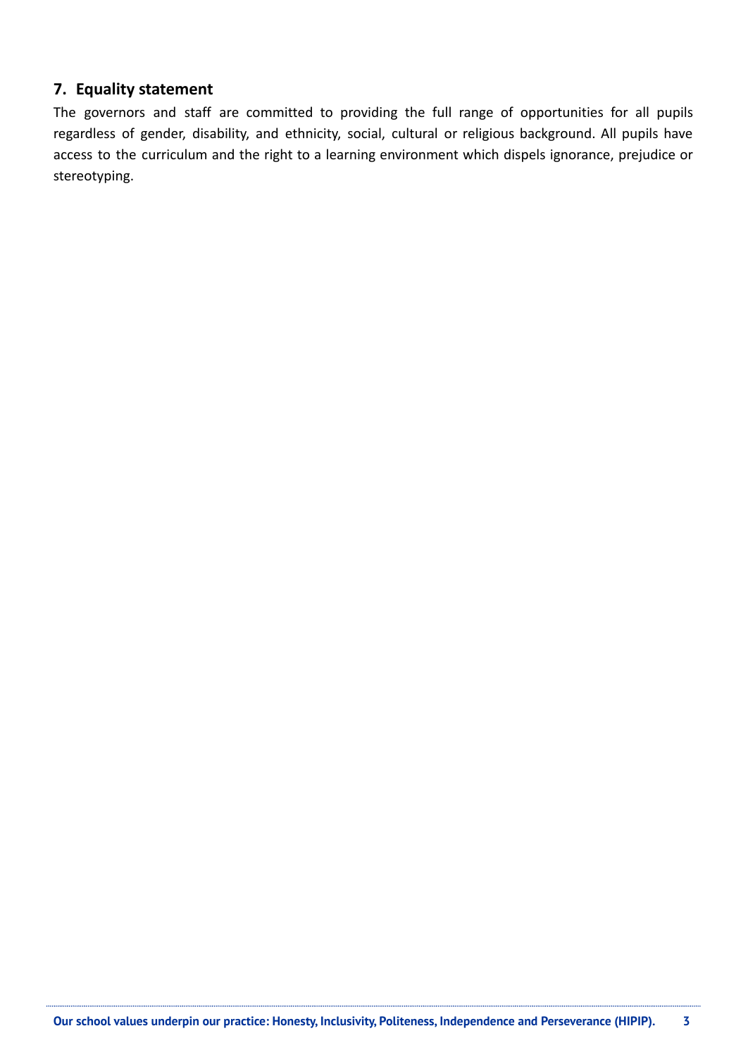## 7. Equality statement

The governors and staff are committed to providing the full range of opportunities for all pupils regardless of gender, disability, and ethnicity, social, cultural or religious background. All pupils have access to the curriculum and the right to a learning environment which dispels ignorance, prejudice or stereotyping.